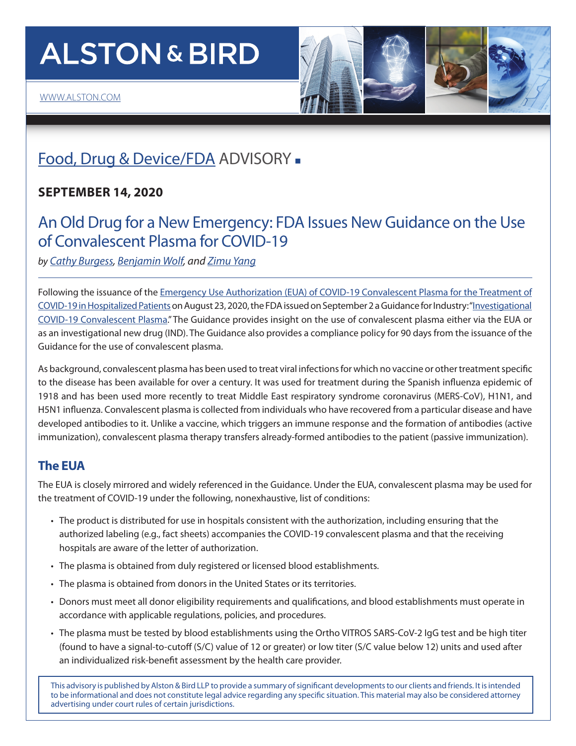# ALSTON & BIRD

WWW.ALSTON.COM

## Food, Drug & Device/FDA ADVISORY

**SEPTEMBER 14, 2020**

# An Old Drug for a New Emergency: FDA Issues New Guidance on the Use of Convalescent Plasma for COVID-19

*by Cathy Burgess, Benjamin Wolf, and Zimu Yang*

Following the issuance of the Emergency Use Authorization (EUA) of COVID-19 Convalescent Plasma for the Treatment of COVID-19 in Hospitalized Patients on August 23, 2020, the FDA issued on September 2 a Guidance for Industry: "Investigational COVID-19 Convalescent Plasma." The Guidance provides insight on the use of convalescent plasma either via the EUA or as an investigational new drug (IND). The Guidance also provides a compliance policy for 90 days from the issuance of the Guidance for the use of convalescent plasma.

As background, convalescent plasma has been used to treat viral infections for which no vaccine or other treatment specific to the disease has been available for over a century. It was used for treatment during the Spanish influenza epidemic of 1918 and has been used more recently to treat Middle East respiratory syndrome coronavirus (MERS-CoV), H1N1, and H5N1 influenza. Convalescent plasma is collected from individuals who have recovered from a particular disease and have developed antibodies to it. Unlike a vaccine, which triggers an immune response and the formation of antibodies (active immunization), convalescent plasma therapy transfers already-formed antibodies to the patient (passive immunization).

## The EUA

The EUA is closely mirrored and widely referenced in the Guidance. Under the EUA, convalescent plasma may be used for the treatment of COVID-19 under the following, nonexhaustive, list of conditions:

- The product is distributed for use in hospitals consistent with the authorization, including ensuring that the authorized labeling (e.g., fact sheets) accompanies the COVID-19 convalescent plasma and that the receiving hospitals are aware of the letter of authorization.
- The plasma is obtained from duly registered or licensed blood establishments.
- The plasma is obtained from donors in the United States or its territories.
- Donors must meet all donor eligibility requirements and qualifications, and blood establishments must operate in accordance with applicable regulations, policies, and procedures.
- The plasma must be tested by blood establishments using the Ortho VITROS SARS-CoV-2 IgG test and be high titer (found to have a signal-to-cutoff (S/C) value of 12 or greater) or low titer (S/C value below 12) units and used after an individualized risk-benefit assessment by the health care provider.

This advisory is published by Alston & Bird LLP to provide a summary of significant developments to our clients and friends. It is intended to be informational and does not constitute legal advice regarding any specific situation. This material may also be considered attorney advertising under court rules of certain jurisdictions.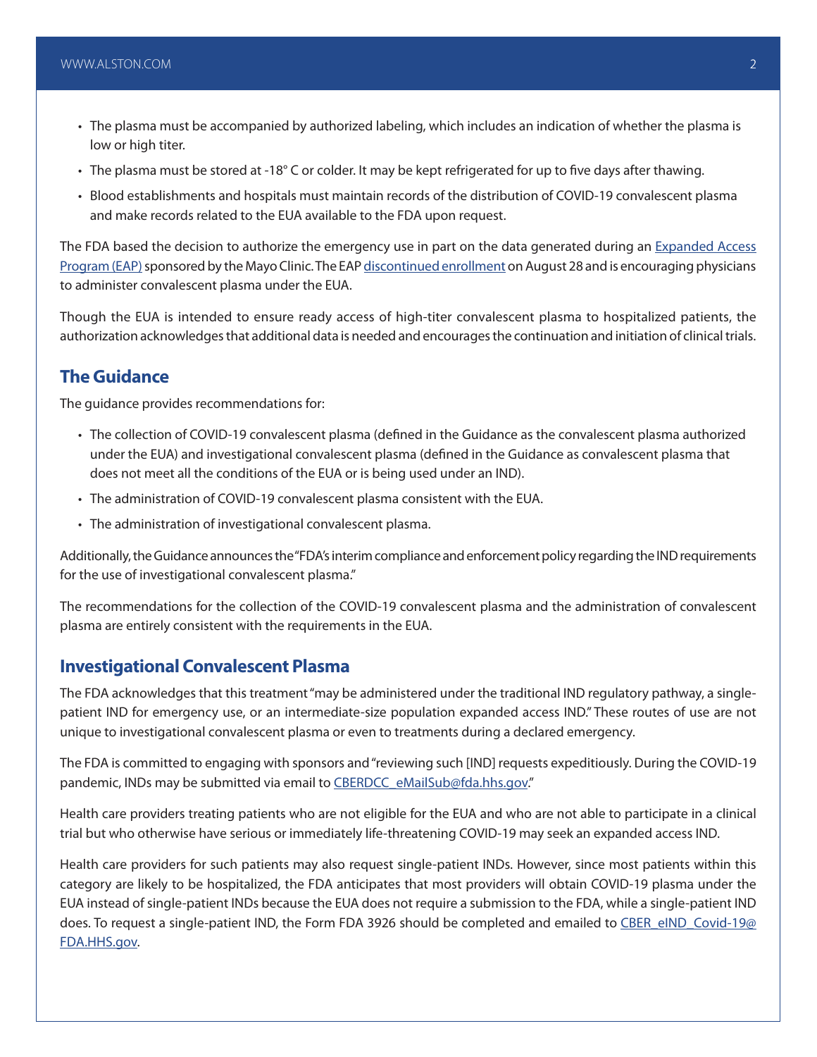- The plasma must be accompanied by authorized labeling, which includes an indication of whether the plasma is low or high titer.
- The plasma must be stored at -18° C or colder. It may be kept refrigerated for up to five days after thawing.
- Blood establishments and hospitals must maintain records of the distribution of COVID-19 convalescent plasma and make records related to the EUA available to the FDA upon request.

The FDA based the decision to authorize the emergency use in part on the data generated during an Expanded Access Program (EAP) sponsored by the Mayo Clinic. The EAP discontinued enrollment on August 28 and is encouraging physicians to administer convalescent plasma under the EUA.

Though the EUA is intended to ensure ready access of high-titer convalescent plasma to hospitalized patients, the authorization acknowledges that additional data is needed and encourages the continuation and initiation of clinical trials.

## The Guidance

The guidance provides recommendations for:

- The collection of COVID-19 convalescent plasma (defined in the Guidance as the convalescent plasma authorized under the EUA) and investigational convalescent plasma (defined in the Guidance as convalescent plasma that does not meet all the conditions of the EUA or is being used under an IND).
- The administration of COVID-19 convalescent plasma consistent with the EUA.
- The administration of investigational convalescent plasma.

Additionally, the Guidance announces the "FDA's interim compliance and enforcement policy regarding the IND requirements for the use of investigational convalescent plasma."

The recommendations for the collection of the COVID-19 convalescent plasma and the administration of convalescent plasma are entirely consistent with the requirements in the EUA.

## Investigational Convalescent Plasma

The FDA acknowledges that this treatment "may be administered under the traditional IND regulatory pathway, a single-patient IND for emergency use, or an intermediate-size population expanded access IND." These routes of use are not unique to investigational convalescent plasma or even to treatments during a declared emergency.

The FDA is committed to engaging with sponsors and "reviewing such [IND] requests expeditiously. During the COVID-19 pandemic, INDs may be submitted via email to CBERDCC_eMailSub@fda.hhs.gov."

Health care providers treating patients who are not eligible for the EUA and who are not able to participate in a clinical trial but who otherwise have serious or immediately life-threatening COVID-19 may seek an expanded access IND.

Health care providers for such patients may also request single-patient INDs. However, since most patients within this category are likely to be hospitalized, the FDA anticipates that most providers will obtain COVID-19 plasma under the EUA instead of single-patient INDs because the EUA does not require a submission to the FDA, while a single-patient IND does. To request a single-patient IND, the Form FDA 3926 should be completed and emailed to CBER_eIND_Covid-19@FDA.HHS.gov.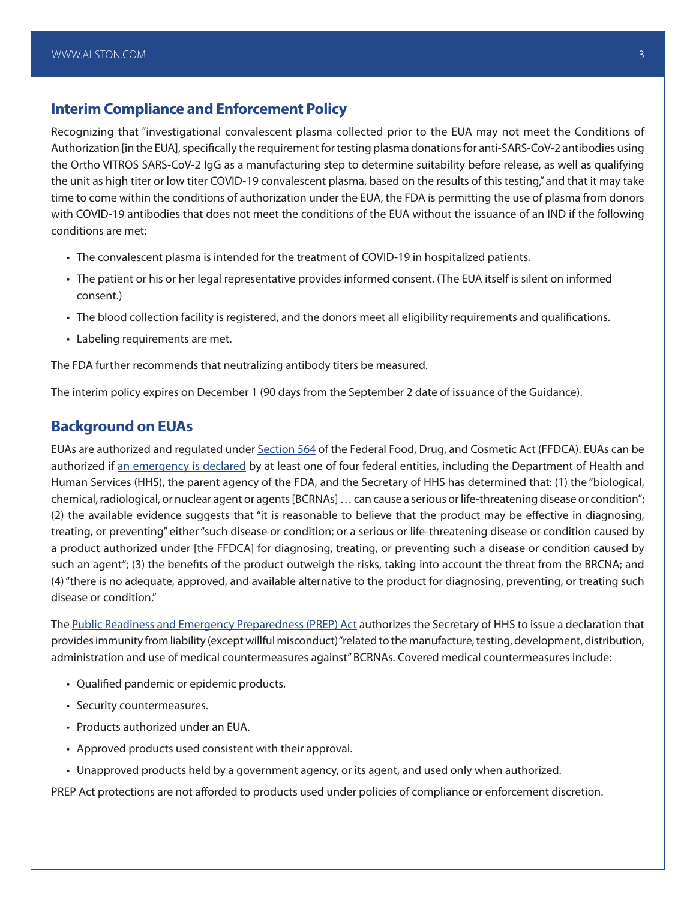## Interim Compliance and Enforcement Policy

Recognizing that "investigational convalescent plasma collected prior to the EUA may not meet the Conditions of Authorization [in the EUA], specifically the requirement for testing plasma donations for anti-SARS-CoV-2 antibodies using the Ortho VITROS SARS-CoV-2 IgG as a manufacturing step to determine suitability before release, as well as qualifying the unit as high titer or low titer COVID-19 convalescent plasma, based on the results of this testing," and that it may take time to come within the conditions of authorization under the EUA, the FDA is permitting the use of plasma from donors with COVID-19 antibodies that does not meet the conditions of the EUA without the issuance of an IND if the following conditions are met:

- The convalescent plasma is intended for the treatment of COVID-19 in hospitalized patients.
- The patient or his or her legal representative provides informed consent. (The EUA itself is silent on informed consent.)
- The blood collection facility is registered, and the donors meet all eligibility requirements and qualifications.
- Labeling requirements are met.

The FDA further recommends that neutralizing antibody titers be measured.

The interim policy expires on December 1 (90 days from the September 2 date of issuance of the Guidance).

## Background on EUAs

EUAs are authorized and regulated under Section 564 of the Federal Food, Drug, and Cosmetic Act (FFDCA). EUAs can be authorized if an emergency is declared by at least one of four federal entities, including the Department of Health and Human Services (HHS), the parent agency of the FDA, and the Secretary of HHS has determined that: (1) the "biological, chemical, radiological, or nuclear agent or agents [BCRNAs] … can cause a serious or life-threatening disease or condition"; (2) the available evidence suggests that "it is reasonable to believe that the product may be effective in diagnosing, treating, or preventing" either "such disease or condition; or a serious or life-threatening disease or condition caused by a product authorized under [the FFDCA] for diagnosing, treating, or preventing such a disease or condition caused by such an agent"; (3) the benefits of the product outweigh the risks, taking into account the threat from the BRCNA; and (4) "there is no adequate, approved, and available alternative to the product for diagnosing, preventing, or treating such disease or condition."

The Public Readiness and Emergency Preparedness (PREP) Act authorizes the Secretary of HHS to issue a declaration that provides immunity from liability (except willful misconduct) "related to the manufacture, testing, development, distribution, administration and use of medical countermeasures against" BCRNAs. Covered medical countermeasures include:

- Qualified pandemic or epidemic products.
- Security countermeasures.
- Products authorized under an EUA.
- Approved products used consistent with their approval.
- Unapproved products held by a government agency, or its agent, and used only when authorized.

PREP Act protections are not afforded to products used under policies of compliance or enforcement discretion.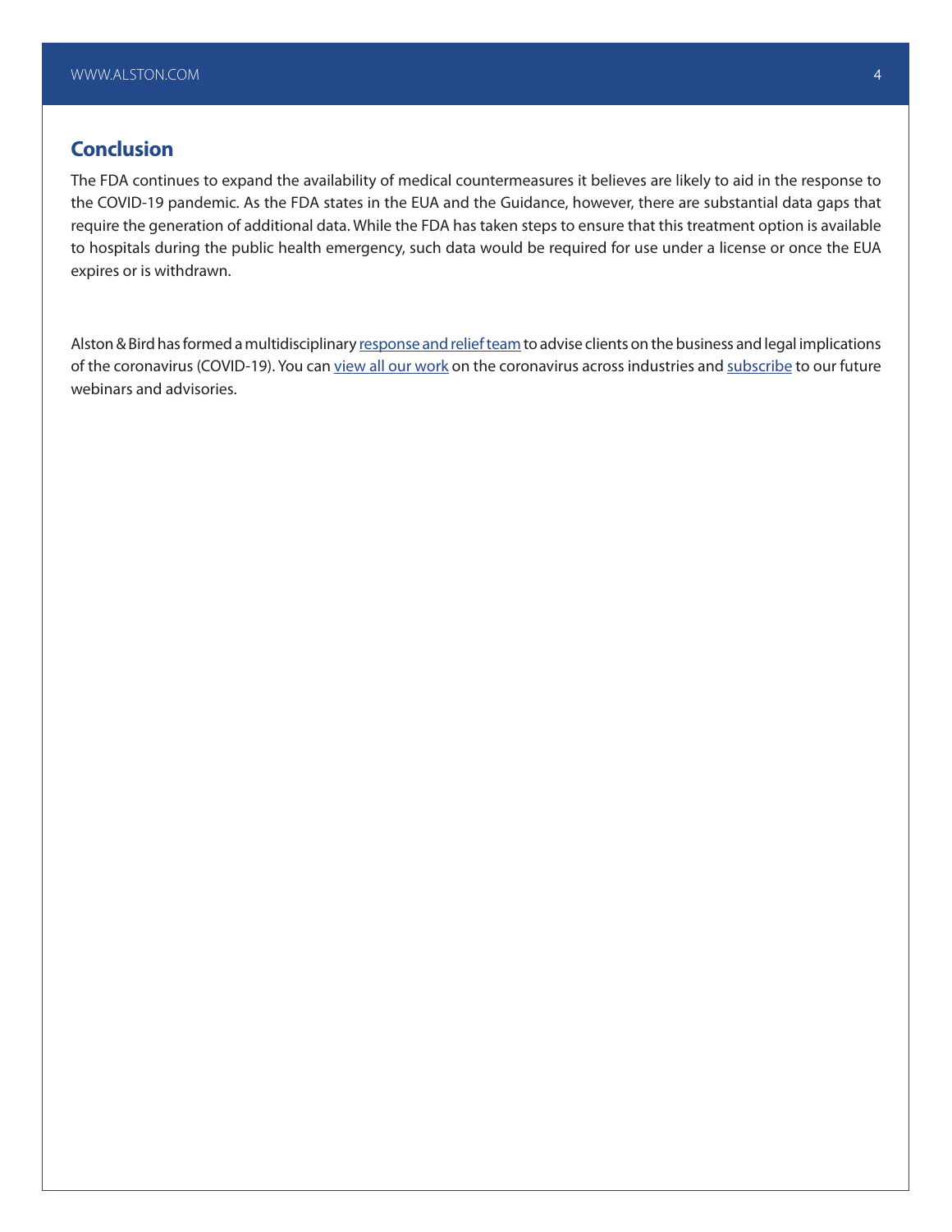## Conclusion

The FDA continues to expand the availability of medical countermeasures it believes are likely to aid in the response to the COVID-19 pandemic. As the FDA states in the EUA and the Guidance, however, there are substantial data gaps that require the generation of additional data. While the FDA has taken steps to ensure that this treatment option is available to hospitals during the public health emergency, such data would be required for use under a license or once the EUA expires or is withdrawn.

Alston & Bird has formed a multidisciplinary response and relief team to advise clients on the business and legal implications of the coronavirus (COVID-19). You can view all our work on the coronavirus across industries and subscribe to our future webinars and advisories.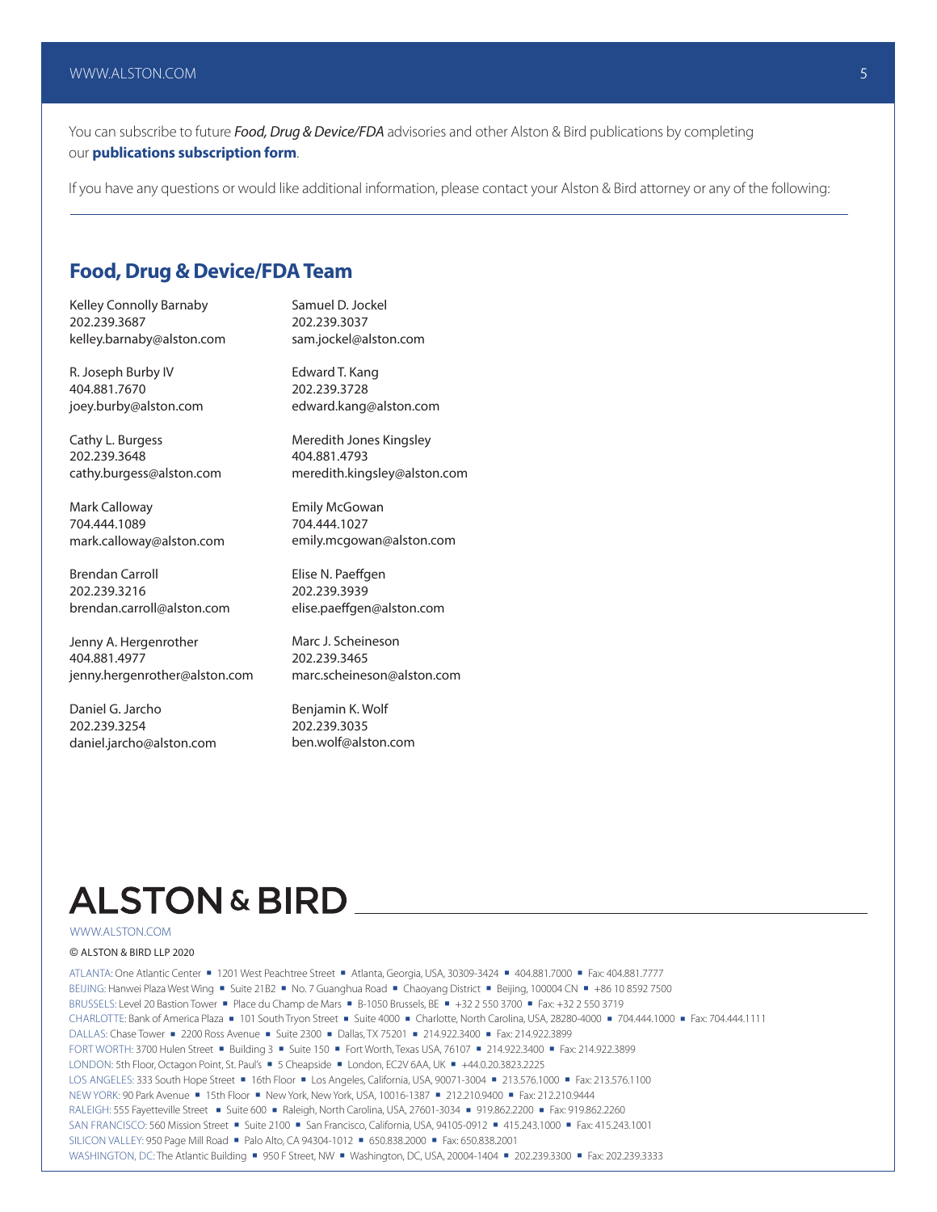You can subscribe to future *Food, Drug & Device/FDA* advisories and other Alston & Bird publications by completing our **publications subscription form**.

If you have any questions or would like additional information, please contact your Alston & Bird attorney or any of the following:

---

## Food, Drug & Device/FDA Team

Kelley Connolly Barnaby
202.239.3687
kelley.barnaby@alston.com

R. Joseph Burby IV
404.881.7670
joey.burby@alston.com

Cathy L. Burgess
202.239.3648
cathy.burgess@alston.com

Mark Calloway
704.444.1089
mark.calloway@alston.com

Brendan Carroll
202.239.3216
brendan.carroll@alston.com

Jenny A. Hergenrother
404.881.4977
jenny.hergenrother@alston.com

Daniel G. Jarcho
202.239.3254
daniel.jarcho@alston.com

Samuel D. Jockel
202.239.3037
sam.jockel@alston.com

Edward T. Kang
202.239.3728
edward.kang@alston.com

Meredith Jones Kingsley
404.881.4793
meredith.kingsley@alston.com

Emily McGowan
704.444.1027
emily.mcgowan@alston.com

Elise N. Paeffgen
202.239.3939
elise.paeffgen@alston.com

Marc J. Scheineson
202.239.3465
marc.scheineson@alston.com

Benjamin K. Wolf
202.239.3035
ben.wolf@alston.com

# ALSTON & BIRD

WWW.ALSTON.COM

© ALSTON & BIRD LLP 2020

ATLANTA: One Atlantic Center ▪ 1201 West Peachtree Street ▪ Atlanta, Georgia, USA, 30309-3424 ▪ 404.881.7000 ▪ Fax: 404.881.7777
BEIJING: Hanwei Plaza West Wing ▪ Suite 21B2 ▪ No. 7 Guanghua Road ▪ Chaoyang District ▪ Beijing, 100004 CN ▪ +86 10 8592 7500
BRUSSELS: Level 20 Bastion Tower ▪ Place du Champ de Mars ▪ B-1050 Brussels, BE ▪ +32 2 550 3700 ▪ Fax: +32 2 550 3719
CHARLOTTE: Bank of America Plaza ▪ 101 South Tryon Street ▪ Suite 4000 ▪ Charlotte, North Carolina, USA, 28280-4000 ▪ 704.444.1000 ▪ Fax: 704.444.1111
DALLAS: Chase Tower ▪ 2200 Ross Avenue ▪ Suite 2300 ▪ Dallas, TX 75201 ▪ 214.922.3400 ▪ Fax: 214.922.3899
FORT WORTH: 3700 Hulen Street ▪ Building 3 ▪ Suite 150 ▪ Fort Worth, Texas USA, 76107 ▪ 214.922.3400 ▪ Fax: 214.922.3899
LONDON: 5th Floor, Octagon Point, St. Paul's ▪ 5 Cheapside ▪ London, EC2V 6AA, UK ▪ +44.0.20.3823.2225
LOS ANGELES: 333 South Hope Street ▪ 16th Floor ▪ Los Angeles, California, USA, 90071-3004 ▪ 213.576.1000 ▪ Fax: 213.576.1100
NEW YORK: 90 Park Avenue ▪ 15th Floor ▪ New York, New York, USA, 10016-1387 ▪ 212.210.9400 ▪ Fax: 212.210.9444
RALEIGH: 555 Fayetteville Street ▪ Suite 600 ▪ Raleigh, North Carolina, USA, 27601-3034 ▪ 919.862.2200 ▪ Fax: 919.862.2260
SAN FRANCISCO: 560 Mission Street ▪ Suite 2100 ▪ San Francisco, California, USA, 94105-0912 ▪ 415.243.1000 ▪ Fax: 415.243.1001
SILICON VALLEY: 950 Page Mill Road ▪ Palo Alto, CA 94304-1012 ▪ 650.838.2000 ▪ Fax: 650.838.2001
WASHINGTON, DC: The Atlantic Building ▪ 950 F Street, NW ▪ Washington, DC, USA, 20004-1404 ▪ 202.239.3300 ▪ Fax: 202.239.3333